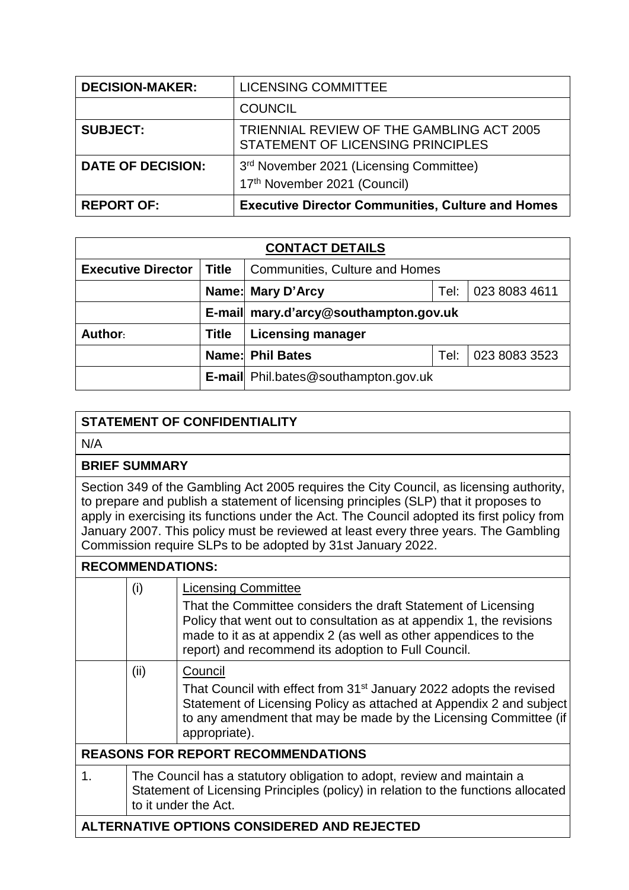| DECISION-MAKER: | LICENSING COMMITTEE |
| --- | --- |
| | COUNCIL |
| SUBJECT: | TRIENNIAL REVIEW OF THE GAMBLING ACT 2005 STATEMENT OF LICENSING PRINCIPLES |
| DATE OF DECISION: | 3rd November 2021 (Licensing Committee)<br>17th November 2021 (Council) |
| REPORT OF: | **Executive Director Communities, Culture and Homes** |

| CONTACT DETAILS | | | | |
| --- | --- | --- | --- | --- |
| **Executive Director** | **Title** | Communities, Culture and Homes | | |
| | **Name:** | **Mary D'Arcy** | Tel: | 023 8083 4611 |
| | **E-mail** | **mary.d'arcy@southampton.gov.uk** | | |
| **Author:** | **Title** | **Licensing manager** | | |
| | **Name:** | **Phil Bates** | Tel: | 023 8083 3523 |
| | **E-mail** | Phil.bates@southampton.gov.uk | | |

**STATEMENT OF CONFIDENTIALITY**

N/A

**BRIEF SUMMARY**

Section 349 of the Gambling Act 2005 requires the City Council, as licensing authority, to prepare and publish a statement of licensing principles (SLP) that it proposes to apply in exercising its functions under the Act. The Council adopted its first policy from January 2007. This policy must be reviewed at least every three years. The Gambling Commission require SLPs to be adopted by 31st January 2022.

**RECOMMENDATIONS:**

| | | |
| --- | --- | --- |
| | (i) | Licensing Committee<br>That the Committee considers the draft Statement of Licensing Policy that went out to consultation as at appendix 1, the revisions made to it as at appendix 2 (as well as other appendices to the report) and recommend its adoption to Full Council. |
| | (ii) | Council<br>That Council with effect from 31st January 2022 adopts the revised Statement of Licensing Policy as attached at Appendix 2 and subject to any amendment that may be made by the Licensing Committee (if appropriate). |

**REASONS FOR REPORT RECOMMENDATIONS**

| | |
| --- | --- |
| 1. | The Council has a statutory obligation to adopt, review and maintain a Statement of Licensing Principles (policy) in relation to the functions allocated to it under the Act. |

**ALTERNATIVE OPTIONS CONSIDERED AND REJECTED**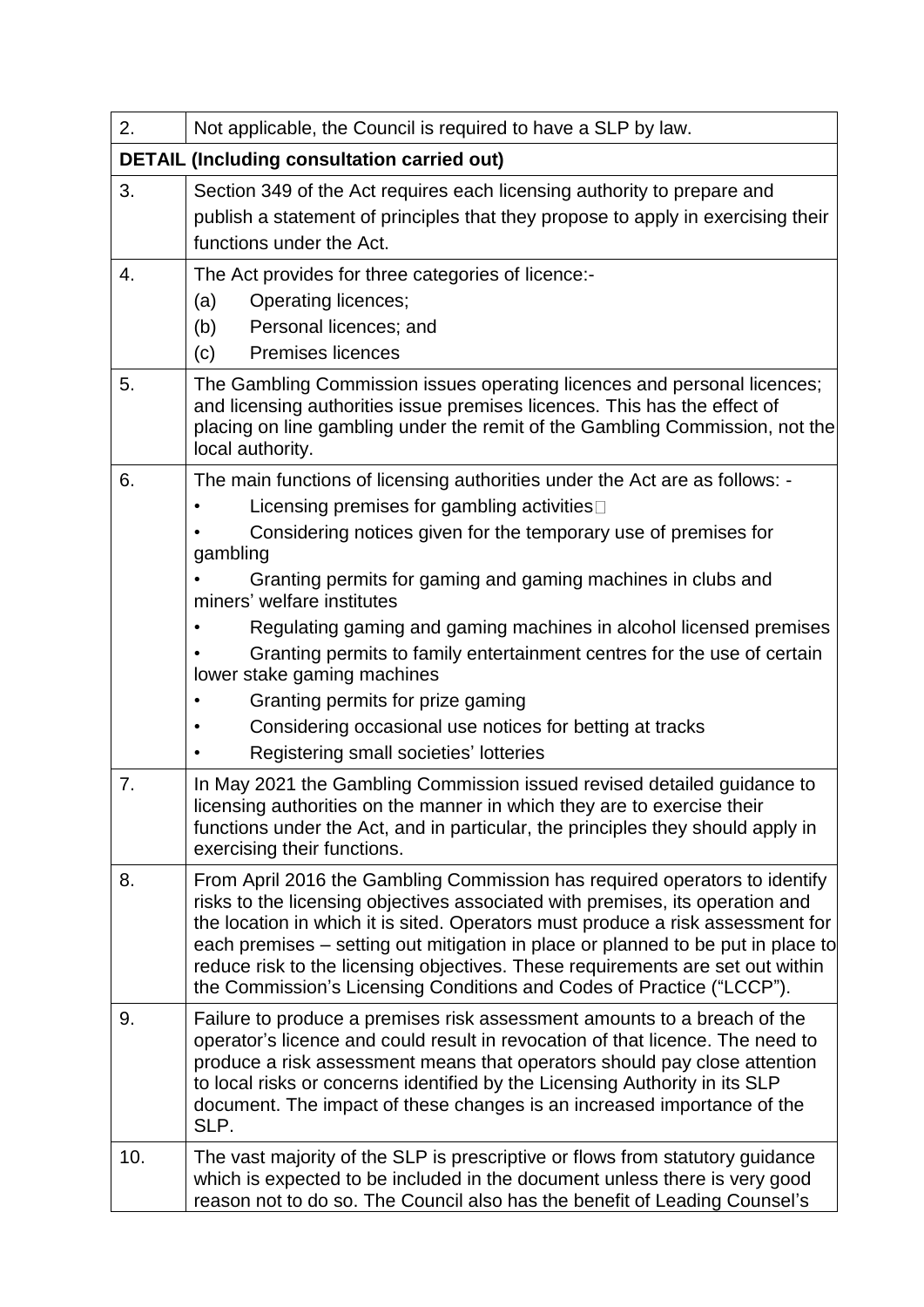| | |
|---|---|
| 2. | Not applicable, the Council is required to have a SLP by law. |
| **DETAIL (Including consultation carried out)** | |
| 3. | Section 349 of the Act requires each licensing authority to prepare and publish a statement of principles that they propose to apply in exercising their functions under the Act. |
| 4. | The Act provides for three categories of licence:-<br>(a) Operating licences;<br>(b) Personal licences; and<br>(c) Premises licences |
| 5. | The Gambling Commission issues operating licences and personal licences; and licensing authorities issue premises licences. This has the effect of placing on line gambling under the remit of the Gambling Commission, not the local authority. |
| 6. | The main functions of licensing authorities under the Act are as follows: -<br>• Licensing premises for gambling activities<br>• Considering notices given for the temporary use of premises for gambling<br>• Granting permits for gaming and gaming machines in clubs and miners' welfare institutes<br>• Regulating gaming and gaming machines in alcohol licensed premises<br>• Granting permits to family entertainment centres for the use of certain lower stake gaming machines<br>• Granting permits for prize gaming<br>• Considering occasional use notices for betting at tracks<br>• Registering small societies' lotteries |
| 7. | In May 2021 the Gambling Commission issued revised detailed guidance to licensing authorities on the manner in which they are to exercise their functions under the Act, and in particular, the principles they should apply in exercising their functions. |
| 8. | From April 2016 the Gambling Commission has required operators to identify risks to the licensing objectives associated with premises, its operation and the location in which it is sited. Operators must produce a risk assessment for each premises – setting out mitigation in place or planned to be put in place to reduce risk to the licensing objectives. These requirements are set out within the Commission's Licensing Conditions and Codes of Practice ("LCCP"). |
| 9. | Failure to produce a premises risk assessment amounts to a breach of the operator's licence and could result in revocation of that licence. The need to produce a risk assessment means that operators should pay close attention to local risks or concerns identified by the Licensing Authority in its SLP document. The impact of these changes is an increased importance of the SLP. |
| 10. | The vast majority of the SLP is prescriptive or flows from statutory guidance which is expected to be included in the document unless there is very good reason not to do so. The Council also has the benefit of Leading Counsel's |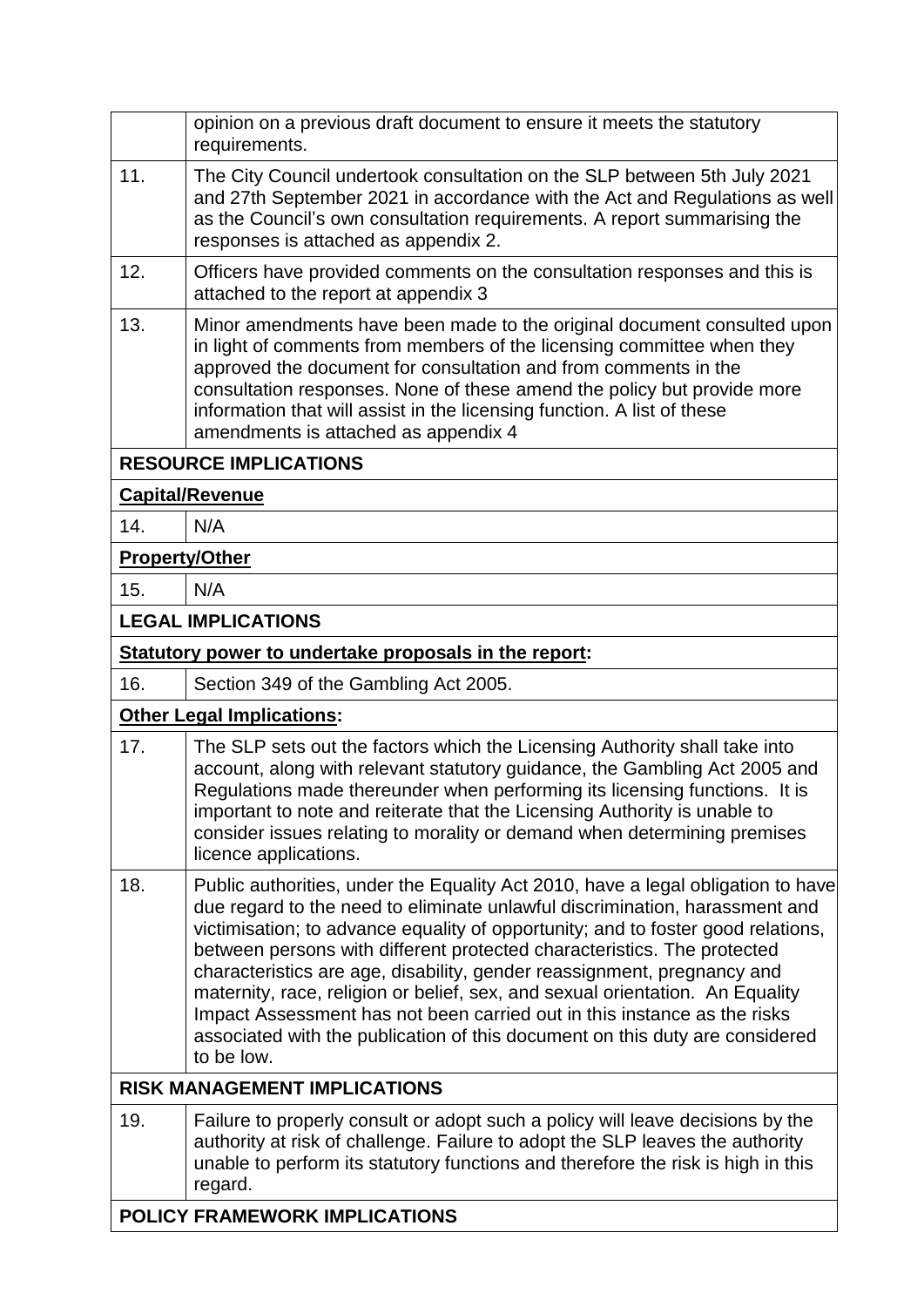| | |
|---|---|
| | opinion on a previous draft document to ensure it meets the statutory requirements. |
| 11. | The City Council undertook consultation on the SLP between 5th July 2021 and 27th September 2021 in accordance with the Act and Regulations as well as the Council's own consultation requirements. A report summarising the responses is attached as appendix 2. |
| 12. | Officers have provided comments on the consultation responses and this is attached to the report at appendix 3 |
| 13. | Minor amendments have been made to the original document consulted upon in light of comments from members of the licensing committee when they approved the document for consultation and from comments in the consultation responses. None of these amend the policy but provide more information that will assist in the licensing function. A list of these amendments is attached as appendix 4 |
| **RESOURCE IMPLICATIONS** | |
| **Capital/Revenue** | |
| 14. | N/A |
| **Property/Other** | |
| 15. | N/A |
| **LEGAL IMPLICATIONS** | |
| **Statutory power to undertake proposals in the report:** | |
| 16. | Section 349 of the Gambling Act 2005. |
| **Other Legal Implications:** | |
| 17. | The SLP sets out the factors which the Licensing Authority shall take into account, along with relevant statutory guidance, the Gambling Act 2005 and Regulations made thereunder when performing its licensing functions. It is important to note and reiterate that the Licensing Authority is unable to consider issues relating to morality or demand when determining premises licence applications. |
| 18. | Public authorities, under the Equality Act 2010, have a legal obligation to have due regard to the need to eliminate unlawful discrimination, harassment and victimisation; to advance equality of opportunity; and to foster good relations, between persons with different protected characteristics. The protected characteristics are age, disability, gender reassignment, pregnancy and maternity, race, religion or belief, sex, and sexual orientation. An Equality Impact Assessment has not been carried out in this instance as the risks associated with the publication of this document on this duty are considered to be low. |
| **RISK MANAGEMENT IMPLICATIONS** | |
| 19. | Failure to properly consult or adopt such a policy will leave decisions by the authority at risk of challenge. Failure to adopt the SLP leaves the authority unable to perform its statutory functions and therefore the risk is high in this regard. |
| **POLICY FRAMEWORK IMPLICATIONS** | |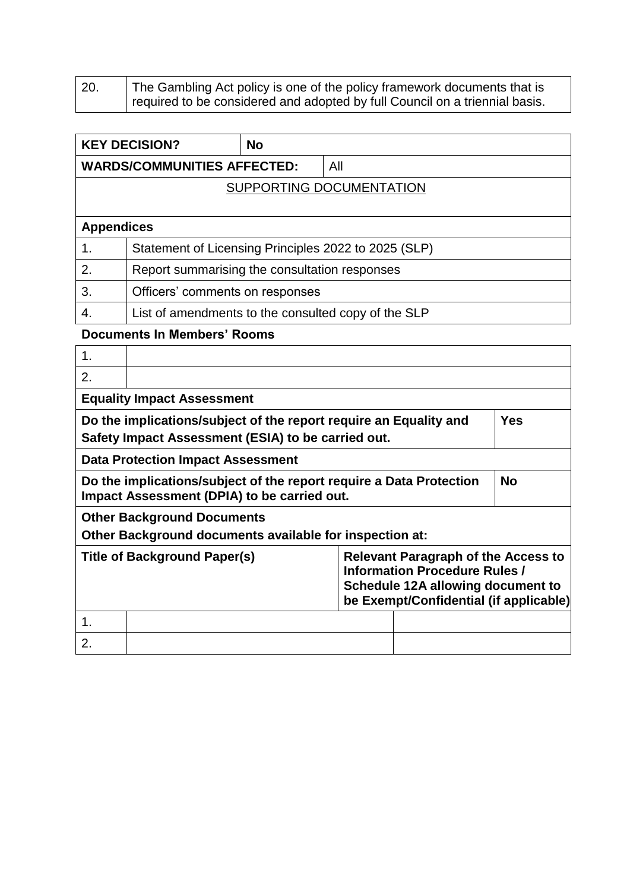| | |
|---|---|
| 20. | The Gambling Act policy is one of the policy framework documents that is required to be considered and adopted by full Council on a triennial basis. |

| | | |
|---|---|---|
| **KEY DECISION?** | **No** | |
| **WARDS/COMMUNITIES AFFECTED:** | | All |

SUPPORTING DOCUMENTATION

**Appendices**

| | |
|---|---|
| 1. | Statement of Licensing Principles 2022 to 2025 (SLP) |
| 2. | Report summarising the consultation responses |
| 3. | Officers' comments on responses |
| 4. | List of amendments to the consulted copy of the SLP |

**Documents In Members' Rooms**

| | |
|---|---|
| 1. | |
| 2. | |

**Equality Impact Assessment**

| | |
|---|---|
| **Do the implications/subject of the report require an Equality and Safety Impact Assessment (ESIA) to be carried out.** | **Yes** |

**Data Protection Impact Assessment**

| | |
|---|---|
| **Do the implications/subject of the report require a Data Protection Impact Assessment (DPIA) to be carried out.** | **No** |

**Other Background Documents**

**Other Background documents available for inspection at:**

| | | |
|---|---|---|
| **Title of Background Paper(s)** | | **Relevant Paragraph of the Access to Information Procedure Rules / Schedule 12A allowing document to be Exempt/Confidential (if applicable)** |
| 1. | | |
| 2. | | |